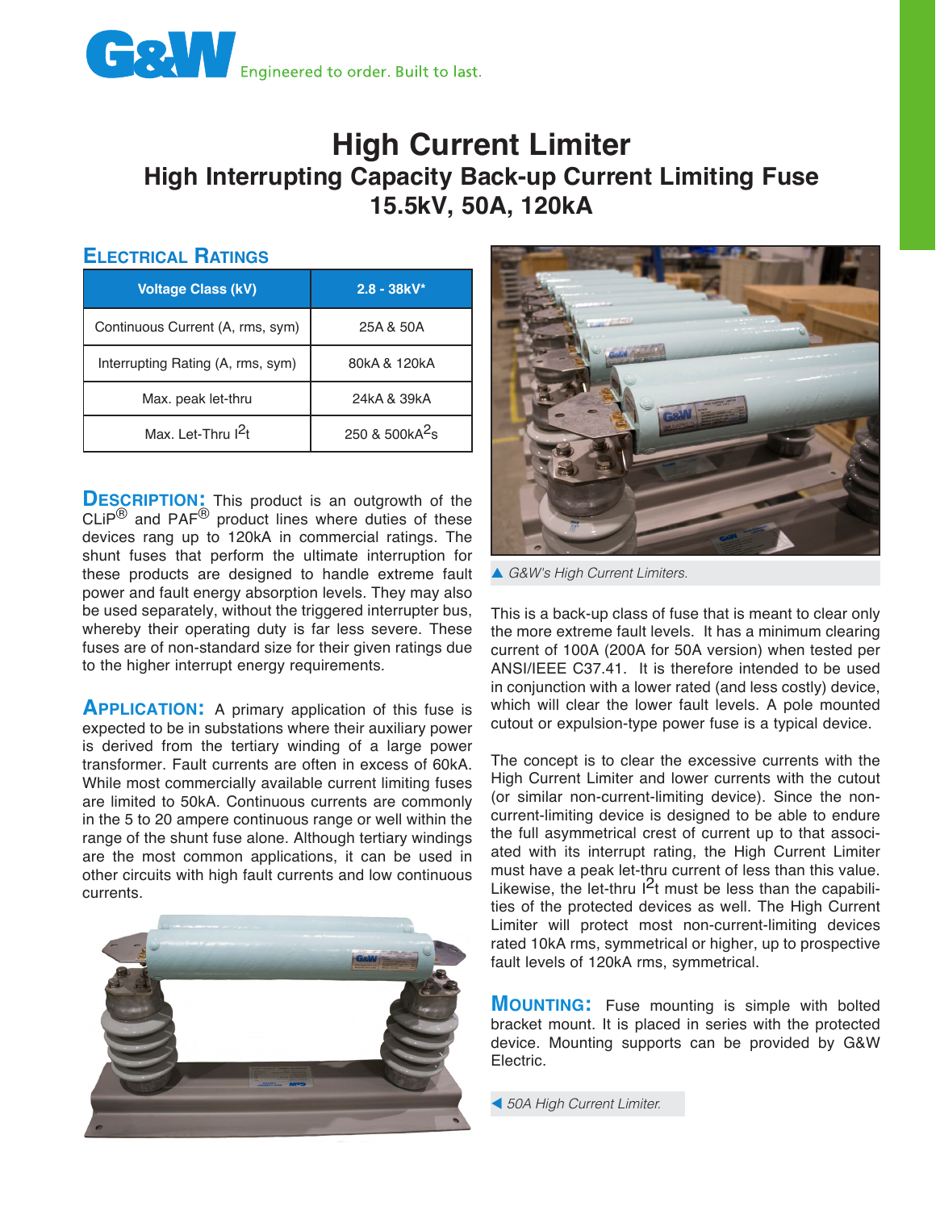G&W Engineered to order. Built to last.

# High Current Limiter

## High Interrupting Capacity Back-up Current Limiting Fuse

## 15.5kV, 50A, 120kA

### Electrical Ratings

| Voltage Class (kV) | 2.8 - 38kV* |
|---|---|
| Continuous Current (A, rms, sym) | 25A & 50A |
| Interrupting Rating (A, rms, sym) | 80kA & 120kA |
| Max. peak let-thru | 24kA & 39kA |
| Max. Let-Thru $I^2t$ | 250 & 500kA$^2$s |

**Description:** This product is an outgrowth of the CLiP® and PAF® product lines where duties of these devices rang up to 120kA in commercial ratings. The shunt fuses that perform the ultimate interruption for these products are designed to handle extreme fault power and fault energy absorption levels. They may also be used separately, without the triggered interrupter bus, whereby their operating duty is far less severe. These fuses are of non-standard size for their given ratings due to the higher interrupt energy requirements.

**Application:** A primary application of this fuse is expected to be in substations where their auxiliary power is derived from the tertiary winding of a large power transformer. Fault currents are often in excess of 60kA. While most commercially available current limiting fuses are limited to 50kA. Continuous currents are commonly in the 5 to 20 ampere continuous range or well within the range of the shunt fuse alone. Although tertiary windings are the most common applications, it can be used in other circuits with high fault currents and low continuous currents.

▲ *G&W's High Current Limiters.*

This is a back-up class of fuse that is meant to clear only the more extreme fault levels. It has a minimum clearing current of 100A (200A for 50A version) when tested per ANSI/IEEE C37.41. It is therefore intended to be used in conjunction with a lower rated (and less costly) device, which will clear the lower fault levels. A pole mounted cutout or expulsion-type power fuse is a typical device.

The concept is to clear the excessive currents with the High Current Limiter and lower currents with the cutout (or similar non-current-limiting device). Since the non-current-limiting device is designed to be able to endure the full asymmetrical crest of current up to that associated with its interrupt rating, the High Current Limiter must have a peak let-thru current of less than this value. Likewise, the let-thru $I^2t$ must be less than the capabilities of the protected devices as well. The High Current Limiter will protect most non-current-limiting devices rated 10kA rms, symmetrical or higher, up to prospective fault levels of 120kA rms, symmetrical.

**Mounting:** Fuse mounting is simple with bolted bracket mount. It is placed in series with the protected device. Mounting supports can be provided by G&W Electric.

◀ *50A High Current Limiter.*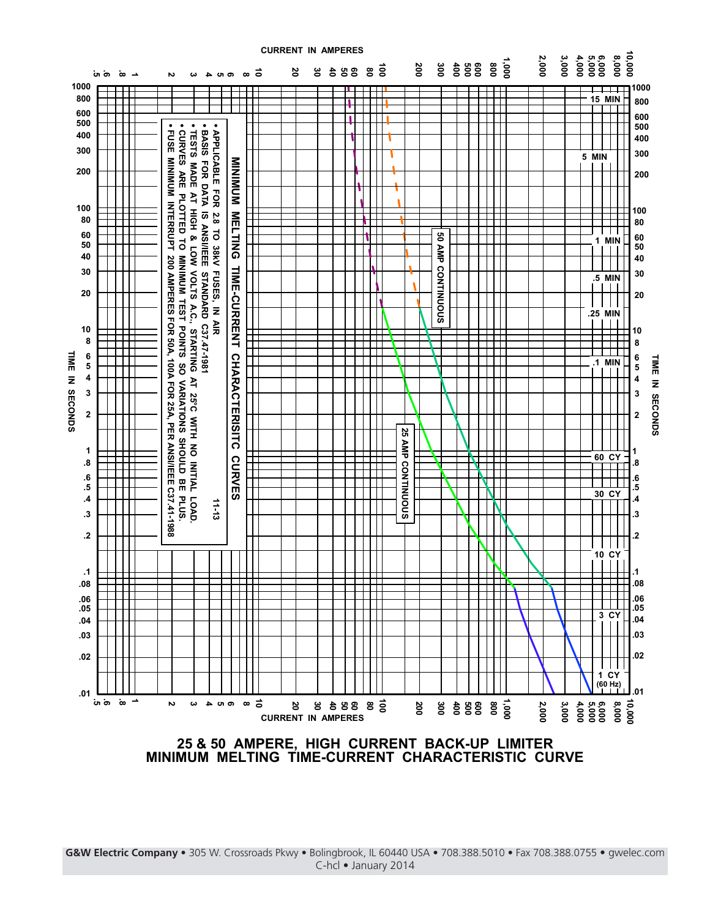CURRENT IN AMPERES

.5 .6 .8 1 2 3 4 5 6 8 10 20 30 40 50 60 80 100 200 300 400 500 600 800 1,000 2,000 3,000 4,000 5,000 6,000 8,000 10,000

TIME IN SECONDS

1000 800 600 500 400 300 200 100 80 60 50 40 30 20 10 8 6 5 4 3 2 1 .8 .6 .5 .4 .3 .2 .1 .08 .06 .05 .04 .03 .02 .01

15 MIN

5 MIN

1 MIN

.5 MIN

.25 MIN

.1 MIN

60 CY

30 CY

10 CY

3 CY

1 CY (60 Hz)

MINIMUM MELTING TIME-CURRENT CHARACTERISITC CURVES

- APPLICABLE FOR 2.8 TO 38kV FUSES, IN AIR
- BASIS FOR DATA IS ANSI/IEEE STANDARD C37.47-1981
- TESTS MADE AT HIGH & LOW VOLTS A.C., STARTING AT 25°C WITH NO INITIAL LOAD.
- CURVES ARE PLOTTED TO MINIMUM TEST POINTS SO VARIATIONS SHOULD BE PLUS.
- FUSE MINIMUM INTERRUPT 200 AMPERES FOR 50A, 100A FOR 25A, PER ANSI/IEEE C37.41-1988

11-13

50 AMP CONTINUOUS

25 AMP CONTINUOUS

# 25 & 50 AMPERE, HIGH CURRENT BACK-UP LIMITER MINIMUM MELTING TIME-CURRENT CHARACTERISTIC CURVE

**G&W Electric Company** • 305 W. Crossroads Pkwy • Bolingbrook, IL 60440 USA • 708.388.5010 • Fax 708.388.0755 • gwelec.com
C-hcl • January 2014